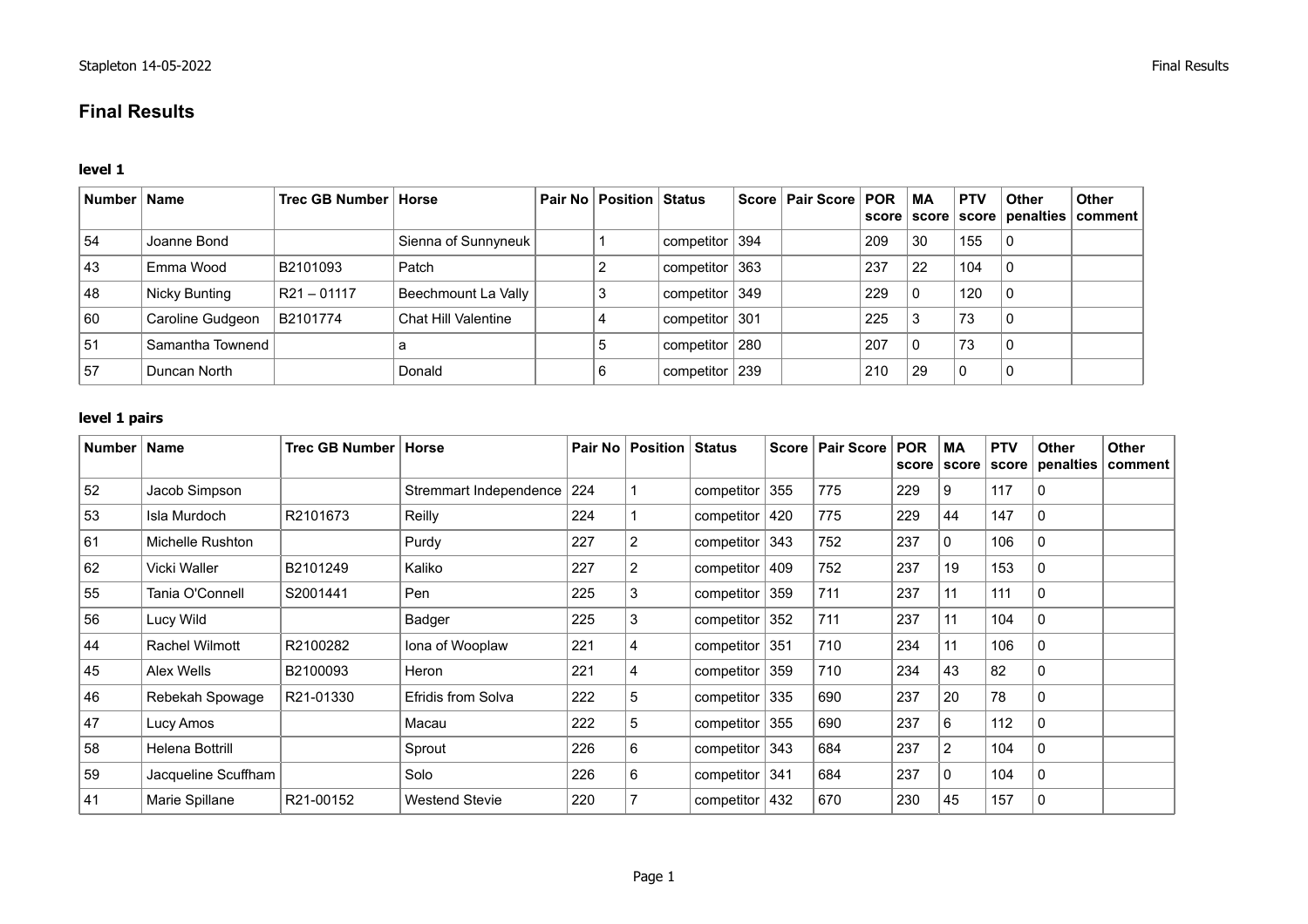# Final Results

### level 1

| Number | Name | Trec GB Number | Horse | Pair No | Position | Status | Score | Pair Score | POR score | MA score | PTV score | Other penalties | Other comment |
|---|---|---|---|---|---|---|---|---|---|---|---|---|---|
| 54 | Joanne Bond | | Sienna of Sunnyneuk | | 1 | competitor | 394 | | 209 | 30 | 155 | 0 | |
| 43 | Emma Wood | B2101093 | Patch | | 2 | competitor | 363 | | 237 | 22 | 104 | 0 | |
| 48 | Nicky Bunting | R21 – 01117 | Beechmount La Vally | | 3 | competitor | 349 | | 229 | 0 | 120 | 0 | |
| 60 | Caroline Gudgeon | B2101774 | Chat Hill Valentine | | 4 | competitor | 301 | | 225 | 3 | 73 | 0 | |
| 51 | Samantha Townend | | a | | 5 | competitor | 280 | | 207 | 0 | 73 | 0 | |
| 57 | Duncan North | | Donald | | 6 | competitor | 239 | | 210 | 29 | 0 | 0 | |

### level 1 pairs

| Number | Name | Trec GB Number | Horse | Pair No | Position | Status | Score | Pair Score | POR score | MA score | PTV score | Other penalties | Other comment |
|---|---|---|---|---|---|---|---|---|---|---|---|---|---|
| 52 | Jacob Simpson | | Stremmart Independence | 224 | 1 | competitor | 355 | 775 | 229 | 9 | 117 | 0 | |
| 53 | Isla Murdoch | R2101673 | Reilly | 224 | 1 | competitor | 420 | 775 | 229 | 44 | 147 | 0 | |
| 61 | Michelle Rushton | | Purdy | 227 | 2 | competitor | 343 | 752 | 237 | 0 | 106 | 0 | |
| 62 | Vicki Waller | B2101249 | Kaliko | 227 | 2 | competitor | 409 | 752 | 237 | 19 | 153 | 0 | |
| 55 | Tania O'Connell | S2001441 | Pen | 225 | 3 | competitor | 359 | 711 | 237 | 11 | 111 | 0 | |
| 56 | Lucy Wild | | Badger | 225 | 3 | competitor | 352 | 711 | 237 | 11 | 104 | 0 | |
| 44 | Rachel Wilmott | R2100282 | Iona of Wooplaw | 221 | 4 | competitor | 351 | 710 | 234 | 11 | 106 | 0 | |
| 45 | Alex Wells | B2100093 | Heron | 221 | 4 | competitor | 359 | 710 | 234 | 43 | 82 | 0 | |
| 46 | Rebekah Spowage | R21-01330 | Efridis from Solva | 222 | 5 | competitor | 335 | 690 | 237 | 20 | 78 | 0 | |
| 47 | Lucy Amos | | Macau | 222 | 5 | competitor | 355 | 690 | 237 | 6 | 112 | 0 | |
| 58 | Helena Bottrill | | Sprout | 226 | 6 | competitor | 343 | 684 | 237 | 2 | 104 | 0 | |
| 59 | Jacqueline Scuffham | | Solo | 226 | 6 | competitor | 341 | 684 | 237 | 0 | 104 | 0 | |
| 41 | Marie Spillane | R21-00152 | Westend Stevie | 220 | 7 | competitor | 432 | 670 | 230 | 45 | 157 | 0 | |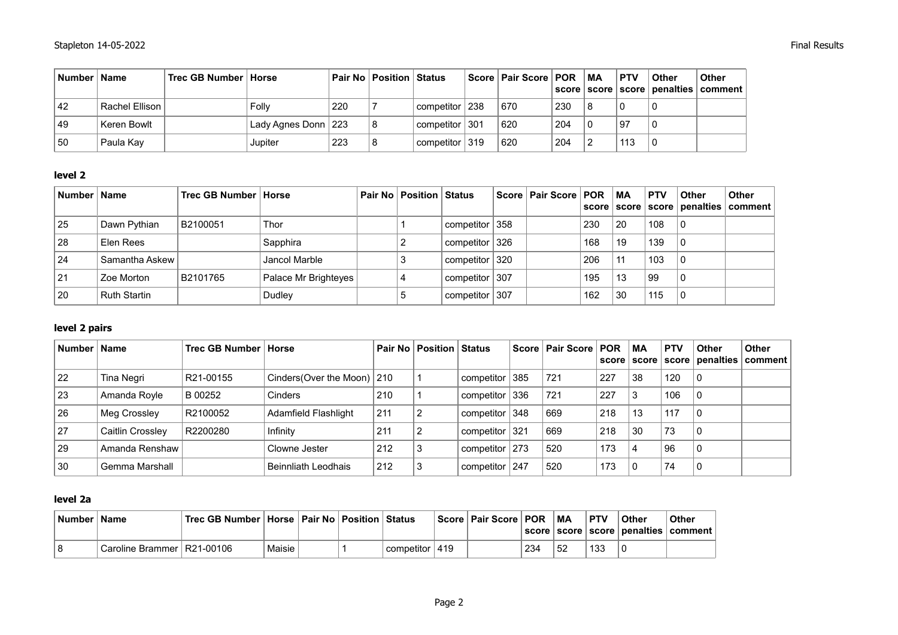| Number | Name | Trec GB Number | Horse | Pair No | Position | Status | Score | Pair Score | POR score | MA score | PTV score | Other penalties | Other comment |
|---|---|---|---|---|---|---|---|---|---|---|---|---|---|
| 42 | Rachel Ellison | | Folly | 220 | 7 | competitor | 238 | 670 | 230 | 8 | 0 | 0 | |
| 49 | Keren Bowlt | | Lady Agnes Donn | 223 | 8 | competitor | 301 | 620 | 204 | 0 | 97 | 0 | |
| 50 | Paula Kay | | Jupiter | 223 | 8 | competitor | 319 | 620 | 204 | 2 | 113 | 0 | |

### level 2

| Number | Name | Trec GB Number | Horse | Pair No | Position | Status | Score | Pair Score | POR score | MA score | PTV score | Other penalties | Other comment |
|---|---|---|---|---|---|---|---|---|---|---|---|---|---|
| 25 | Dawn Pythian | B2100051 | Thor | | 1 | competitor | 358 | | 230 | 20 | 108 | 0 | |
| 28 | Elen Rees | | Sapphira | | 2 | competitor | 326 | | 168 | 19 | 139 | 0 | |
| 24 | Samantha Askew | | Jancol Marble | | 3 | competitor | 320 | | 206 | 11 | 103 | 0 | |
| 21 | Zoe Morton | B2101765 | Palace Mr Brighteyes | | 4 | competitor | 307 | | 195 | 13 | 99 | 0 | |
| 20 | Ruth Startin | | Dudley | | 5 | competitor | 307 | | 162 | 30 | 115 | 0 | |

### level 2 pairs

| Number | Name | Trec GB Number | Horse | Pair No | Position | Status | Score | Pair Score | POR score | MA score | PTV score | Other penalties | Other comment |
|---|---|---|---|---|---|---|---|---|---|---|---|---|---|
| 22 | Tina Negri | R21-00155 | Cinders(Over the Moon) | 210 | 1 | competitor | 385 | 721 | 227 | 38 | 120 | 0 | |
| 23 | Amanda Royle | B 00252 | Cinders | 210 | 1 | competitor | 336 | 721 | 227 | 3 | 106 | 0 | |
| 26 | Meg Crossley | R2100052 | Adamfield Flashlight | 211 | 2 | competitor | 348 | 669 | 218 | 13 | 117 | 0 | |
| 27 | Caitlin Crossley | R2200280 | Infinity | 211 | 2 | competitor | 321 | 669 | 218 | 30 | 73 | 0 | |
| 29 | Amanda Renshaw | | Clowne Jester | 212 | 3 | competitor | 273 | 520 | 173 | 4 | 96 | 0 | |
| 30 | Gemma Marshall | | Beinnliath Leodhais | 212 | 3 | competitor | 247 | 520 | 173 | 0 | 74 | 0 | |

### level 2a

| Number | Name | Trec GB Number | Horse | Pair No | Position | Status | Score | Pair Score | POR score | MA score | PTV score | Other penalties | Other comment |
|---|---|---|---|---|---|---|---|---|---|---|---|---|---|
| 8 | Caroline Brammer | R21-00106 | Maisie | | 1 | competitor | 419 | | 234 | 52 | 133 | 0 | |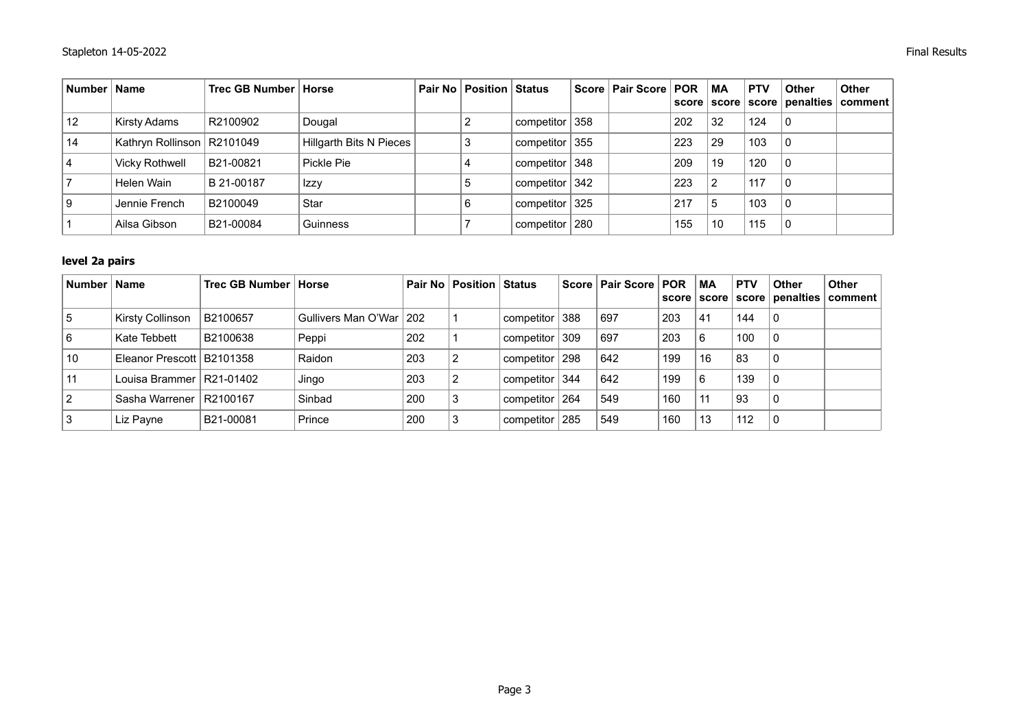| Number | Name | Trec GB Number | Horse | Pair No | Position | Status | Score | Pair Score | POR score | MA score | PTV score | Other penalties | Other comment |
|---|---|---|---|---|---|---|---|---|---|---|---|---|---|
| 12 | Kirsty Adams | R2100902 | Dougal | | 2 | competitor | 358 | | 202 | 32 | 124 | 0 | |
| 14 | Kathryn Rollinson | R2101049 | Hillgarth Bits N Pieces | | 3 | competitor | 355 | | 223 | 29 | 103 | 0 | |
| 4 | Vicky Rothwell | B21-00821 | Pickle Pie | | 4 | competitor | 348 | | 209 | 19 | 120 | 0 | |
| 7 | Helen Wain | B 21-00187 | Izzy | | 5 | competitor | 342 | | 223 | 2 | 117 | 0 | |
| 9 | Jennie French | B2100049 | Star | | 6 | competitor | 325 | | 217 | 5 | 103 | 0 | |
| 1 | Ailsa Gibson | B21-00084 | Guinness | | 7 | competitor | 280 | | 155 | 10 | 115 | 0 | |

### level 2a pairs

| Number | Name | Trec GB Number | Horse | Pair No | Position | Status | Score | Pair Score | POR score | MA score | PTV score | Other penalties | Other comment |
|---|---|---|---|---|---|---|---|---|---|---|---|---|---|
| 5 | Kirsty Collinson | B2100657 | Gullivers Man O'War | 202 | 1 | competitor | 388 | 697 | 203 | 41 | 144 | 0 | |
| 6 | Kate Tebbett | B2100638 | Peppi | 202 | 1 | competitor | 309 | 697 | 203 | 6 | 100 | 0 | |
| 10 | Eleanor Prescott | B2101358 | Raidon | 203 | 2 | competitor | 298 | 642 | 199 | 16 | 83 | 0 | |
| 11 | Louisa Brammer | R21-01402 | Jingo | 203 | 2 | competitor | 344 | 642 | 199 | 6 | 139 | 0 | |
| 2 | Sasha Warrener | R2100167 | Sinbad | 200 | 3 | competitor | 264 | 549 | 160 | 11 | 93 | 0 | |
| 3 | Liz Payne | B21-00081 | Prince | 200 | 3 | competitor | 285 | 549 | 160 | 13 | 112 | 0 | |